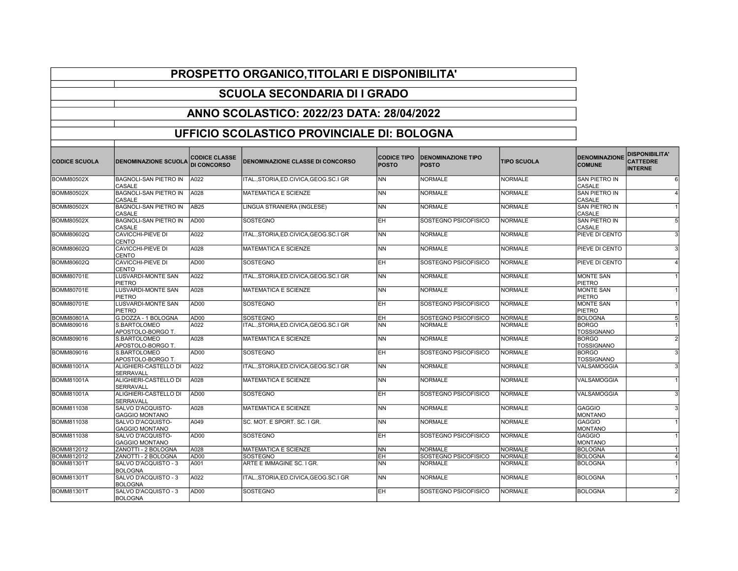# PROSPETTO ORGANICO,TITOLARI E DISPONIBILITA'

## SCUOLA SECONDARIA DI I GRADO

## ANNO SCOLASTICO: 2022/23 DATA: 28/04/2022

## UFFICIO SCOLASTICO PROVINCIALE DI: BOLOGNA

| CODICE SCUOLA | DENOMINAZIONE SCUOLA | CODICE CLASSE DI CONCORSO | DENOMINAZIONE CLASSE DI CONCORSO | CODICE TIPO POSTO | DENOMINAZIONE TIPO POSTO | TIPO SCUOLA | DENOMINAZIONE COMUNE | DISPONIBILITA' CATTEDRE INTERNE |
|---|---|---|---|---|---|---|---|---|
| BOMM80502X | BAGNOLI-SAN PIETRO IN CASALE | A022 | ITAL.,STORIA,ED.CIVICA,GEOG.SC.I GR | NN | NORMALE | NORMALE | SAN PIETRO IN CASALE | 6 |
| BOMM80502X | BAGNOLI-SAN PIETRO IN CASALE | A028 | MATEMATICA E SCIENZE | NN | NORMALE | NORMALE | SAN PIETRO IN CASALE | 4 |
| BOMM80502X | BAGNOLI-SAN PIETRO IN CASALE | AB25 | LINGUA STRANIERA (INGLESE) | NN | NORMALE | NORMALE | SAN PIETRO IN CASALE | 1 |
| BOMM80502X | BAGNOLI-SAN PIETRO IN CASALE | AD00 | SOSTEGNO | EH | SOSTEGNO PSICOFISICO | NORMALE | SAN PIETRO IN CASALE | 5 |
| BOMM80602Q | CAVICCHI-PIEVE DI CENTO | A022 | ITAL.,STORIA,ED.CIVICA,GEOG.SC.I GR | NN | NORMALE | NORMALE | PIEVE DI CENTO | 3 |
| BOMM80602Q | CAVICCHI-PIEVE DI CENTO | A028 | MATEMATICA E SCIENZE | NN | NORMALE | NORMALE | PIEVE DI CENTO | 3 |
| BOMM80602Q | CAVICCHI-PIEVE DI CENTO | AD00 | SOSTEGNO | EH | SOSTEGNO PSICOFISICO | NORMALE | PIEVE DI CENTO | 4 |
| BOMM80701E | LUSVARDI-MONTE SAN PIETRO | A022 | ITAL.,STORIA,ED.CIVICA,GEOG.SC.I GR | NN | NORMALE | NORMALE | MONTE SAN PIETRO | 1 |
| BOMM80701E | LUSVARDI-MONTE SAN PIETRO | A028 | MATEMATICA E SCIENZE | NN | NORMALE | NORMALE | MONTE SAN PIETRO | 1 |
| BOMM80701E | LUSVARDI-MONTE SAN PIETRO | AD00 | SOSTEGNO | EH | SOSTEGNO PSICOFISICO | NORMALE | MONTE SAN PIETRO | 1 |
| BOMM80801A | G.DOZZA - 1 BOLOGNA | AD00 | SOSTEGNO | EH | SOSTEGNO PSICOFISICO | NORMALE | BOLOGNA | 5 |
| BOMM809016 | S.BARTOLOMEO APOSTOLO-BORGO T. | A022 | ITAL.,STORIA,ED.CIVICA,GEOG.SC.I GR | NN | NORMALE | NORMALE | BORGO TOSSIGNANO | 1 |
| BOMM809016 | S.BARTOLOMEO APOSTOLO-BORGO T. | A028 | MATEMATICA E SCIENZE | NN | NORMALE | NORMALE | BORGO TOSSIGNANO | 2 |
| BOMM809016 | S.BARTOLOMEO APOSTOLO-BORGO T. | AD00 | SOSTEGNO | EH | SOSTEGNO PSICOFISICO | NORMALE | BORGO TOSSIGNANO | 3 |
| BOMM81001A | ALIGHIERI-CASTELLO DI SERRAVALL | A022 | ITAL.,STORIA,ED.CIVICA,GEOG.SC.I GR | NN | NORMALE | NORMALE | VALSAMOGGIA | 3 |
| BOMM81001A | ALIGHIERI-CASTELLO DI SERRAVALL | A028 | MATEMATICA E SCIENZE | NN | NORMALE | NORMALE | VALSAMOGGIA | 1 |
| BOMM81001A | ALIGHIERI-CASTELLO DI SERRAVALL | AD00 | SOSTEGNO | EH | SOSTEGNO PSICOFISICO | NORMALE | VALSAMOGGIA | 3 |
| BOMM811038 | SALVO D'ACQUISTO-GAGGIO MONTANO | A028 | MATEMATICA E SCIENZE | NN | NORMALE | NORMALE | GAGGIO MONTANO | 3 |
| BOMM811038 | SALVO D'ACQUISTO-GAGGIO MONTANO | A049 | SC. MOT. E SPORT. SC. I GR. | NN | NORMALE | NORMALE | GAGGIO MONTANO | 1 |
| BOMM811038 | SALVO D'ACQUISTO-GAGGIO MONTANO | AD00 | SOSTEGNO | EH | SOSTEGNO PSICOFISICO | NORMALE | GAGGIO MONTANO | 1 |
| BOMM812012 | ZANOTTI - 2 BOLOGNA | A028 | MATEMATICA E SCIENZE | NN | NORMALE | NORMALE | BOLOGNA | 1 |
| BOMM812012 | ZANOTTI - 2 BOLOGNA | AD00 | SOSTEGNO | EH | SOSTEGNO PSICOFISICO | NORMALE | BOLOGNA | 4 |
| BOMM81301T | SALVO D'ACQUISTO - 3 BOLOGNA | A001 | ARTE E IMMAGINE SC. I GR. | NN | NORMALE | NORMALE | BOLOGNA | 1 |
| BOMM81301T | SALVO D'ACQUISTO - 3 BOLOGNA | A022 | ITAL.,STORIA,ED.CIVICA,GEOG.SC.I GR | NN | NORMALE | NORMALE | BOLOGNA | 1 |
| BOMM81301T | SALVO D'ACQUISTO - 3 BOLOGNA | AD00 | SOSTEGNO | EH | SOSTEGNO PSICOFISICO | NORMALE | BOLOGNA | 2 |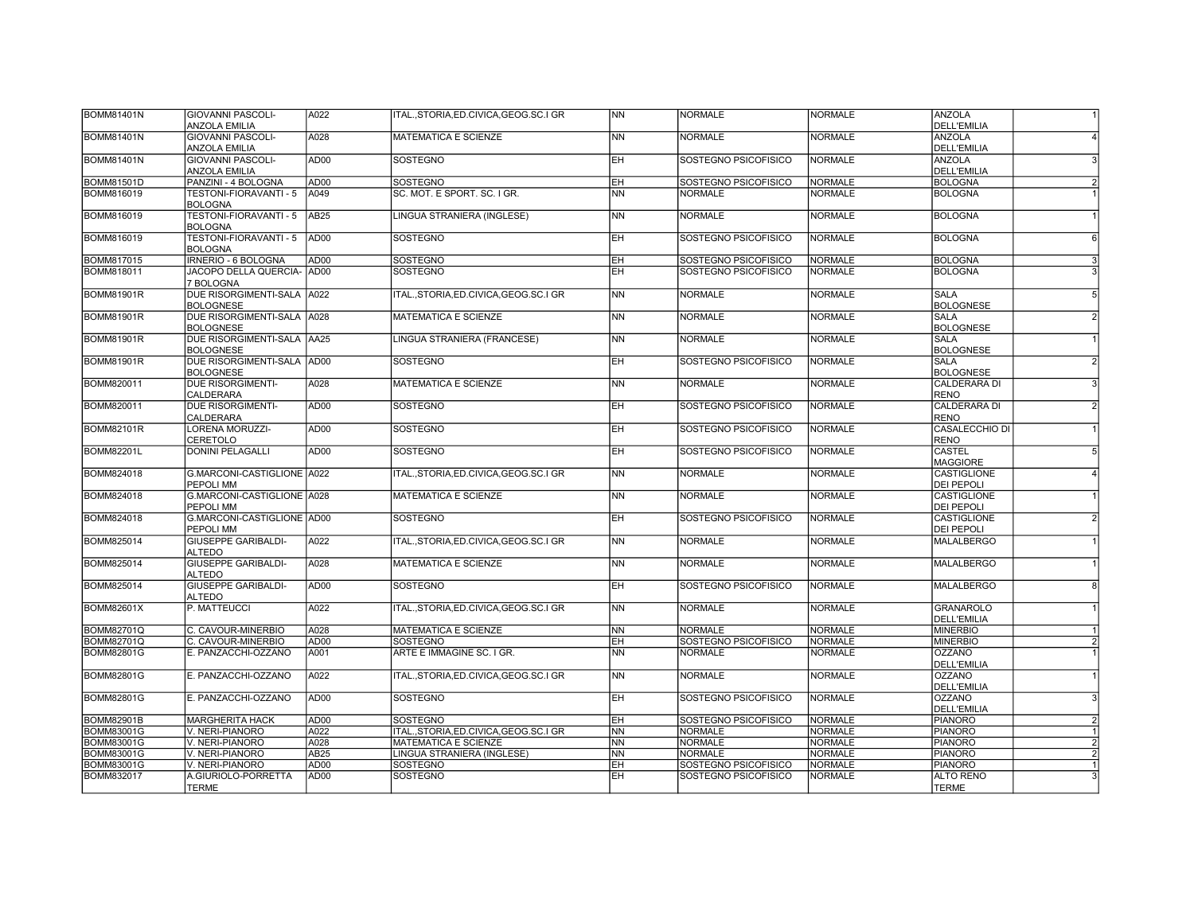| | | | | | | | | |
|---|---|---|---|---|---|---|---|---|
| BOMM81401N | GIOVANNI PASCOLI-ANZOLA EMILIA | A022 | ITAL.,STORIA,ED.CIVICA,GEOG.SC.I GR | NN | NORMALE | NORMALE | ANZOLA DELL'EMILIA | 1 |
| BOMM81401N | GIOVANNI PASCOLI-ANZOLA EMILIA | A028 | MATEMATICA E SCIENZE | NN | NORMALE | NORMALE | ANZOLA DELL'EMILIA | 4 |
| BOMM81401N | GIOVANNI PASCOLI-ANZOLA EMILIA | AD00 | SOSTEGNO | EH | SOSTEGNO PSICOFISICO | NORMALE | ANZOLA DELL'EMILIA | 3 |
| BOMM81501D | PANZINI - 4 BOLOGNA | AD00 | SOSTEGNO | EH | SOSTEGNO PSICOFISICO | NORMALE | BOLOGNA | 2 |
| BOMM816019 | TESTONI-FIORAVANTI - 5 BOLOGNA | A049 | SC. MOT. E SPORT. SC. I GR. | NN | NORMALE | NORMALE | BOLOGNA | 1 |
| BOMM816019 | TESTONI-FIORAVANTI - 5 BOLOGNA | AB25 | LINGUA STRANIERA (INGLESE) | NN | NORMALE | NORMALE | BOLOGNA | 1 |
| BOMM816019 | TESTONI-FIORAVANTI - 5 BOLOGNA | AD00 | SOSTEGNO | EH | SOSTEGNO PSICOFISICO | NORMALE | BOLOGNA | 6 |
| BOMM817015 | IRNERIO - 6 BOLOGNA | AD00 | SOSTEGNO | EH | SOSTEGNO PSICOFISICO | NORMALE | BOLOGNA | 3 |
| BOMM818011 | JACOPO DELLA QUERCIA-7 BOLOGNA | AD00 | SOSTEGNO | EH | SOSTEGNO PSICOFISICO | NORMALE | BOLOGNA | 3 |
| BOMM81901R | DUE RISORGIMENTI-SALA BOLOGNESE | A022 | ITAL.,STORIA,ED.CIVICA,GEOG.SC.I GR | NN | NORMALE | NORMALE | SALA BOLOGNESE | 5 |
| BOMM81901R | DUE RISORGIMENTI-SALA BOLOGNESE | A028 | MATEMATICA E SCIENZE | NN | NORMALE | NORMALE | SALA BOLOGNESE | 2 |
| BOMM81901R | DUE RISORGIMENTI-SALA BOLOGNESE | AA25 | LINGUA STRANIERA (FRANCESE) | NN | NORMALE | NORMALE | SALA BOLOGNESE | 1 |
| BOMM81901R | DUE RISORGIMENTI-SALA BOLOGNESE | AD00 | SOSTEGNO | EH | SOSTEGNO PSICOFISICO | NORMALE | SALA BOLOGNESE | 2 |
| BOMM820011 | DUE RISORGIMENTI-CALDERARA | A028 | MATEMATICA E SCIENZE | NN | NORMALE | NORMALE | CALDERARA DI RENO | 3 |
| BOMM820011 | DUE RISORGIMENTI-CALDERARA | AD00 | SOSTEGNO | EH | SOSTEGNO PSICOFISICO | NORMALE | CALDERARA DI RENO | 2 |
| BOMM82101R | LORENA MORUZZI-CERETOLO | AD00 | SOSTEGNO | EH | SOSTEGNO PSICOFISICO | NORMALE | CASALECCHIO DI RENO | 1 |
| BOMM82201L | DONINI PELAGALLI | AD00 | SOSTEGNO | EH | SOSTEGNO PSICOFISICO | NORMALE | CASTEL MAGGIORE | 5 |
| BOMM824018 | G.MARCONI-CASTIGLIONE PEPOLI MM | A022 | ITAL.,STORIA,ED.CIVICA,GEOG.SC.I GR | NN | NORMALE | NORMALE | CASTIGLIONE DEI PEPOLI | 4 |
| BOMM824018 | G.MARCONI-CASTIGLIONE PEPOLI MM | A028 | MATEMATICA E SCIENZE | NN | NORMALE | NORMALE | CASTIGLIONE DEI PEPOLI | 1 |
| BOMM824018 | G.MARCONI-CASTIGLIONE PEPOLI MM | AD00 | SOSTEGNO | EH | SOSTEGNO PSICOFISICO | NORMALE | CASTIGLIONE DEI PEPOLI | 2 |
| BOMM825014 | GIUSEPPE GARIBALDI-ALTEDO | A022 | ITAL.,STORIA,ED.CIVICA,GEOG.SC.I GR | NN | NORMALE | NORMALE | MALALBERGO | 1 |
| BOMM825014 | GIUSEPPE GARIBALDI-ALTEDO | A028 | MATEMATICA E SCIENZE | NN | NORMALE | NORMALE | MALALBERGO | 1 |
| BOMM825014 | GIUSEPPE GARIBALDI-ALTEDO | AD00 | SOSTEGNO | EH | SOSTEGNO PSICOFISICO | NORMALE | MALALBERGO | 8 |
| BOMM82601X | P. MATTEUCCI | A022 | ITAL.,STORIA,ED.CIVICA,GEOG.SC.I GR | NN | NORMALE | NORMALE | GRANAROLO DELL'EMILIA | 1 |
| BOMM82701Q | C. CAVOUR-MINERBIO | A028 | MATEMATICA E SCIENZE | NN | NORMALE | NORMALE | MINERBIO | 1 |
| BOMM82701Q | C. CAVOUR-MINERBIO | AD00 | SOSTEGNO | EH | SOSTEGNO PSICOFISICO | NORMALE | MINERBIO | 2 |
| BOMM82801G | E. PANZACCHI-OZZANO | A001 | ARTE E IMMAGINE SC. I GR. | NN | NORMALE | NORMALE | OZZANO DELL'EMILIA | 1 |
| BOMM82801G | E. PANZACCHI-OZZANO | A022 | ITAL.,STORIA,ED.CIVICA,GEOG.SC.I GR | NN | NORMALE | NORMALE | OZZANO DELL'EMILIA | 1 |
| BOMM82801G | E. PANZACCHI-OZZANO | AD00 | SOSTEGNO | EH | SOSTEGNO PSICOFISICO | NORMALE | OZZANO DELL'EMILIA | 3 |
| BOMM82901B | MARGHERITA HACK | AD00 | SOSTEGNO | EH | SOSTEGNO PSICOFISICO | NORMALE | PIANORO | 2 |
| BOMM83001G | V. NERI-PIANORO | A022 | ITAL.,STORIA,ED.CIVICA,GEOG.SC.I GR | NN | NORMALE | NORMALE | PIANORO | 1 |
| BOMM83001G | V. NERI-PIANORO | A028 | MATEMATICA E SCIENZE | NN | NORMALE | NORMALE | PIANORO | 2 |
| BOMM83001G | V. NERI-PIANORO | AB25 | LINGUA STRANIERA (INGLESE) | NN | NORMALE | NORMALE | PIANORO | 2 |
| BOMM83001G | V. NERI-PIANORO | AD00 | SOSTEGNO | EH | SOSTEGNO PSICOFISICO | NORMALE | PIANORO | 1 |
| BOMM832017 | A.GIURIOLO-PORRETTA TERME | AD00 | SOSTEGNO | EH | SOSTEGNO PSICOFISICO | NORMALE | ALTO RENO TERME | 3 |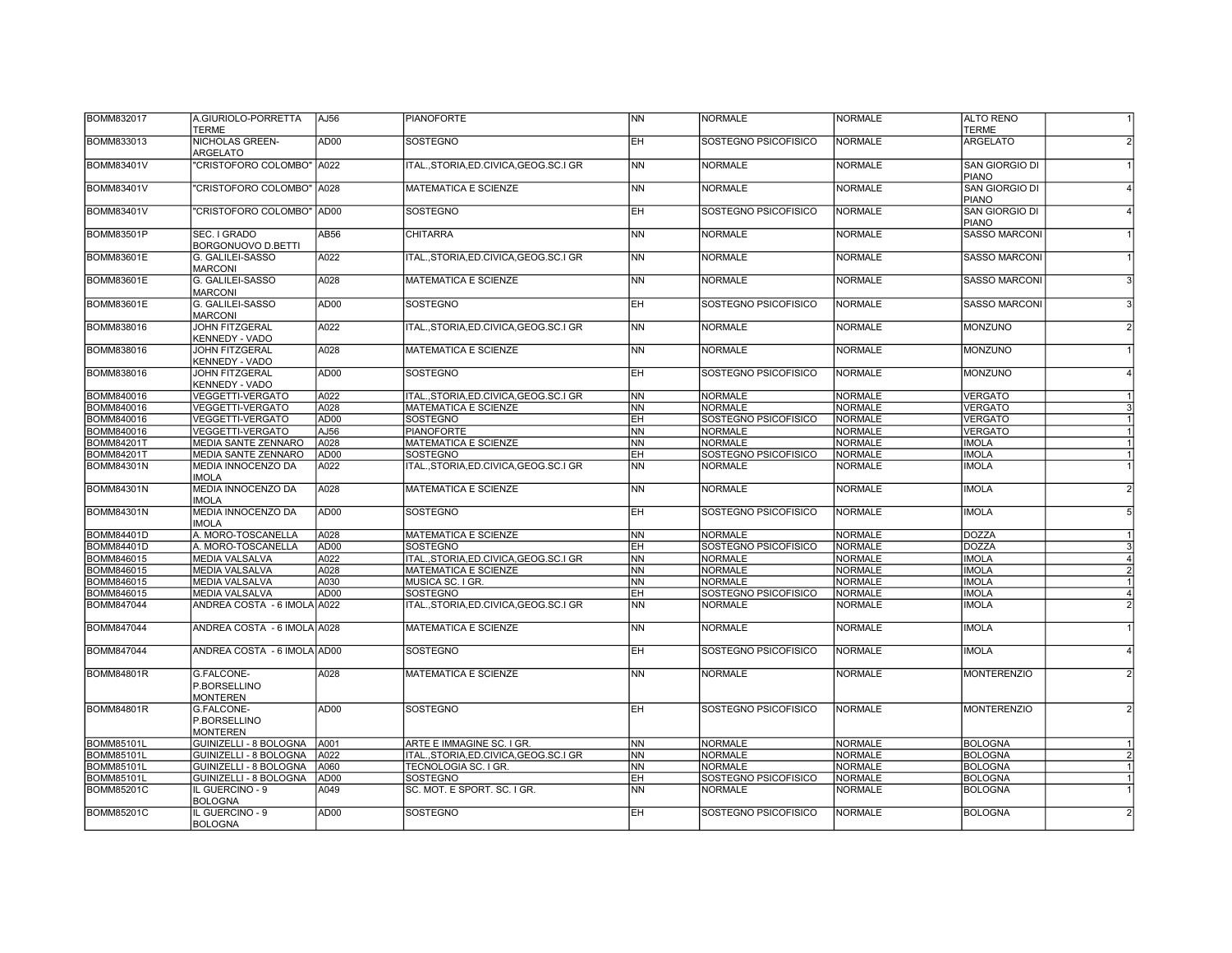| | | | | | | | | |
|---|---|---|---|---|---|---|---|---|
| BOMM832017 | A.GIURIOLO-PORRETTA TERME | AJ56 | PIANOFORTE | NN | NORMALE | NORMALE | ALTO RENO TERME | 1 |
| BOMM833013 | NICHOLAS GREEN-ARGELATO | AD00 | SOSTEGNO | EH | SOSTEGNO PSICOFISICO | NORMALE | ARGELATO | 2 |
| BOMM83401V | "CRISTOFORO COLOMBO" | A022 | ITAL.,STORIA,ED.CIVICA,GEOG.SC.I GR | NN | NORMALE | NORMALE | SAN GIORGIO DI PIANO | 1 |
| BOMM83401V | "CRISTOFORO COLOMBO" | A028 | MATEMATICA E SCIENZE | NN | NORMALE | NORMALE | SAN GIORGIO DI PIANO | 4 |
| BOMM83401V | "CRISTOFORO COLOMBO" | AD00 | SOSTEGNO | EH | SOSTEGNO PSICOFISICO | NORMALE | SAN GIORGIO DI PIANO | 4 |
| BOMM83501P | SEC. I GRADO BORGONUOVO D.BETTI | AB56 | CHITARRA | NN | NORMALE | NORMALE | SASSO MARCONI | 1 |
| BOMM83601E | G. GALILEI-SASSO MARCONI | A022 | ITAL.,STORIA,ED.CIVICA,GEOG.SC.I GR | NN | NORMALE | NORMALE | SASSO MARCONI | 1 |
| BOMM83601E | G. GALILEI-SASSO MARCONI | A028 | MATEMATICA E SCIENZE | NN | NORMALE | NORMALE | SASSO MARCONI | 3 |
| BOMM83601E | G. GALILEI-SASSO MARCONI | AD00 | SOSTEGNO | EH | SOSTEGNO PSICOFISICO | NORMALE | SASSO MARCONI | 3 |
| BOMM838016 | JOHN FITZGERAL KENNEDY - VADO | A022 | ITAL.,STORIA,ED.CIVICA,GEOG.SC.I GR | NN | NORMALE | NORMALE | MONZUNO | 2 |
| BOMM838016 | JOHN FITZGERAL KENNEDY - VADO | A028 | MATEMATICA E SCIENZE | NN | NORMALE | NORMALE | MONZUNO | 1 |
| BOMM838016 | JOHN FITZGERAL KENNEDY - VADO | AD00 | SOSTEGNO | EH | SOSTEGNO PSICOFISICO | NORMALE | MONZUNO | 4 |
| BOMM840016 | VEGGETTI-VERGATO | A022 | ITAL.,STORIA,ED.CIVICA,GEOG.SC.I GR | NN | NORMALE | NORMALE | VERGATO | 1 |
| BOMM840016 | VEGGETTI-VERGATO | A028 | MATEMATICA E SCIENZE | NN | NORMALE | NORMALE | VERGATO | 3 |
| BOMM840016 | VEGGETTI-VERGATO | AD00 | SOSTEGNO | EH | SOSTEGNO PSICOFISICO | NORMALE | VERGATO | 1 |
| BOMM840016 | VEGGETTI-VERGATO | AJ56 | PIANOFORTE | NN | NORMALE | NORMALE | VERGATO | 1 |
| BOMM84201T | MEDIA SANTE ZENNARO | A028 | MATEMATICA E SCIENZE | NN | NORMALE | NORMALE | IMOLA | 1 |
| BOMM84201T | MEDIA SANTE ZENNARO | AD00 | SOSTEGNO | EH | SOSTEGNO PSICOFISICO | NORMALE | IMOLA | 1 |
| BOMM84301N | MEDIA INNOCENZO DA IMOLA | A022 | ITAL.,STORIA,ED.CIVICA,GEOG.SC.I GR | NN | NORMALE | NORMALE | IMOLA | 1 |
| BOMM84301N | MEDIA INNOCENZO DA IMOLA | A028 | MATEMATICA E SCIENZE | NN | NORMALE | NORMALE | IMOLA | 2 |
| BOMM84301N | MEDIA INNOCENZO DA IMOLA | AD00 | SOSTEGNO | EH | SOSTEGNO PSICOFISICO | NORMALE | IMOLA | 5 |
| BOMM84401D | A. MORO-TOSCANELLA | A028 | MATEMATICA E SCIENZE | NN | NORMALE | NORMALE | DOZZA | 1 |
| BOMM84401D | A. MORO-TOSCANELLA | AD00 | SOSTEGNO | EH | SOSTEGNO PSICOFISICO | NORMALE | DOZZA | 3 |
| BOMM846015 | MEDIA VALSALVA | A022 | ITAL.,STORIA,ED.CIVICA,GEOG.SC.I GR | NN | NORMALE | NORMALE | IMOLA | 4 |
| BOMM846015 | MEDIA VALSALVA | A028 | MATEMATICA E SCIENZE | NN | NORMALE | NORMALE | IMOLA | 2 |
| BOMM846015 | MEDIA VALSALVA | A030 | MUSICA SC. I GR. | NN | NORMALE | NORMALE | IMOLA | 1 |
| BOMM846015 | MEDIA VALSALVA | AD00 | SOSTEGNO | EH | SOSTEGNO PSICOFISICO | NORMALE | IMOLA | 4 |
| BOMM847044 | ANDREA COSTA - 6 IMOLA | A022 | ITAL.,STORIA,ED.CIVICA,GEOG.SC.I GR | NN | NORMALE | NORMALE | IMOLA | 2 |
| BOMM847044 | ANDREA COSTA - 6 IMOLA | A028 | MATEMATICA E SCIENZE | NN | NORMALE | NORMALE | IMOLA | 1 |
| BOMM847044 | ANDREA COSTA - 6 IMOLA | AD00 | SOSTEGNO | EH | SOSTEGNO PSICOFISICO | NORMALE | IMOLA | 4 |
| BOMM84801R | G.FALCONE-P.BORSELLINO MONTEREN | A028 | MATEMATICA E SCIENZE | NN | NORMALE | NORMALE | MONTERENZIO | 2 |
| BOMM84801R | G.FALCONE-P.BORSELLINO MONTEREN | AD00 | SOSTEGNO | EH | SOSTEGNO PSICOFISICO | NORMALE | MONTERENZIO | 2 |
| BOMM85101L | GUINIZELLI - 8 BOLOGNA | A001 | ARTE E IMMAGINE SC. I GR. | NN | NORMALE | NORMALE | BOLOGNA | 1 |
| BOMM85101L | GUINIZELLI - 8 BOLOGNA | A022 | ITAL.,STORIA,ED.CIVICA,GEOG.SC.I GR | NN | NORMALE | NORMALE | BOLOGNA | 2 |
| BOMM85101L | GUINIZELLI - 8 BOLOGNA | A060 | TECNOLOGIA SC. I GR. | NN | NORMALE | NORMALE | BOLOGNA | 1 |
| BOMM85101L | GUINIZELLI - 8 BOLOGNA | AD00 | SOSTEGNO | EH | SOSTEGNO PSICOFISICO | NORMALE | BOLOGNA | 1 |
| BOMM85201C | IL GUERCINO - 9 BOLOGNA | A049 | SC. MOT. E SPORT. SC. I GR. | NN | NORMALE | NORMALE | BOLOGNA | 1 |
| BOMM85201C | IL GUERCINO - 9 BOLOGNA | AD00 | SOSTEGNO | EH | SOSTEGNO PSICOFISICO | NORMALE | BOLOGNA | 2 |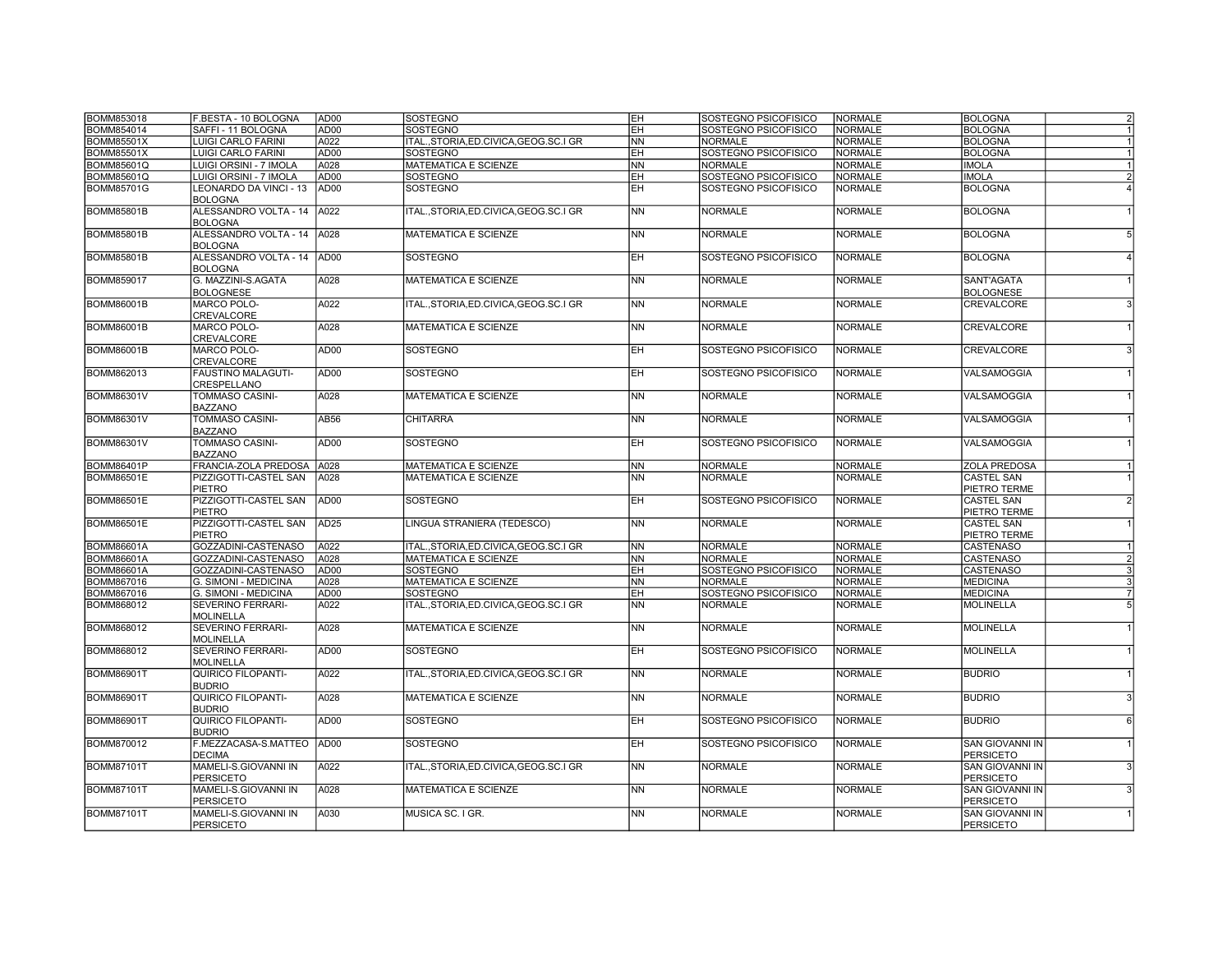| | | | | | | | | |
|---|---|---|---|---|---|---|---|---|
| BOMM853018 | F.BESTA - 10 BOLOGNA | AD00 | SOSTEGNO | EH | SOSTEGNO PSICOFISICO | NORMALE | BOLOGNA | 2 |
| BOMM854014 | SAFFI - 11 BOLOGNA | AD00 | SOSTEGNO | EH | SOSTEGNO PSICOFISICO | NORMALE | BOLOGNA | 1 |
| BOMM85501X | LUIGI CARLO FARINI | A022 | ITAL.,STORIA,ED.CIVICA,GEOG.SC.I GR | NN | NORMALE | NORMALE | BOLOGNA | 1 |
| BOMM85501X | LUIGI CARLO FARINI | AD00 | SOSTEGNO | EH | SOSTEGNO PSICOFISICO | NORMALE | BOLOGNA | 1 |
| BOMM85601Q | LUIGI ORSINI - 7 IMOLA | A028 | MATEMATICA E SCIENZE | NN | NORMALE | NORMALE | IMOLA | 1 |
| BOMM85601Q | LUIGI ORSINI - 7 IMOLA | AD00 | SOSTEGNO | EH | SOSTEGNO PSICOFISICO | NORMALE | IMOLA | 2 |
| BOMM85701G | LEONARDO DA VINCI - 13 BOLOGNA | AD00 | SOSTEGNO | EH | SOSTEGNO PSICOFISICO | NORMALE | BOLOGNA | 4 |
| BOMM85801B | ALESSANDRO VOLTA - 14 BOLOGNA | A022 | ITAL.,STORIA,ED.CIVICA,GEOG.SC.I GR | NN | NORMALE | NORMALE | BOLOGNA | 1 |
| BOMM85801B | ALESSANDRO VOLTA - 14 BOLOGNA | A028 | MATEMATICA E SCIENZE | NN | NORMALE | NORMALE | BOLOGNA | 5 |
| BOMM85801B | ALESSANDRO VOLTA - 14 BOLOGNA | AD00 | SOSTEGNO | EH | SOSTEGNO PSICOFISICO | NORMALE | BOLOGNA | 4 |
| BOMM859017 | G. MAZZINI-S.AGATA BOLOGNESE | A028 | MATEMATICA E SCIENZE | NN | NORMALE | NORMALE | SANT'AGATA BOLOGNESE | 1 |
| BOMM86001B | MARCO POLO-CREVALCORE | A022 | ITAL.,STORIA,ED.CIVICA,GEOG.SC.I GR | NN | NORMALE | NORMALE | CREVALCORE | 3 |
| BOMM86001B | MARCO POLO-CREVALCORE | A028 | MATEMATICA E SCIENZE | NN | NORMALE | NORMALE | CREVALCORE | 1 |
| BOMM86001B | MARCO POLO-CREVALCORE | AD00 | SOSTEGNO | EH | SOSTEGNO PSICOFISICO | NORMALE | CREVALCORE | 3 |
| BOMM862013 | FAUSTINO MALAGUTI-CRESPELLANO | AD00 | SOSTEGNO | EH | SOSTEGNO PSICOFISICO | NORMALE | VALSAMOGGIA | 1 |
| BOMM86301V | TOMMASO CASINI-BAZZANO | A028 | MATEMATICA E SCIENZE | NN | NORMALE | NORMALE | VALSAMOGGIA | 1 |
| BOMM86301V | TOMMASO CASINI-BAZZANO | AB56 | CHITARRA | NN | NORMALE | NORMALE | VALSAMOGGIA | 1 |
| BOMM86301V | TOMMASO CASINI-BAZZANO | AD00 | SOSTEGNO | EH | SOSTEGNO PSICOFISICO | NORMALE | VALSAMOGGIA | 1 |
| BOMM86401P | FRANCIA-ZOLA PREDOSA | A028 | MATEMATICA E SCIENZE | NN | NORMALE | NORMALE | ZOLA PREDOSA | 1 |
| BOMM86501E | PIZZIGOTTI-CASTEL SAN PIETRO | A028 | MATEMATICA E SCIENZE | NN | NORMALE | NORMALE | CASTEL SAN PIETRO TERME | 1 |
| BOMM86501E | PIZZIGOTTI-CASTEL SAN PIETRO | AD00 | SOSTEGNO | EH | SOSTEGNO PSICOFISICO | NORMALE | CASTEL SAN PIETRO TERME | 2 |
| BOMM86501E | PIZZIGOTTI-CASTEL SAN PIETRO | AD25 | LINGUA STRANIERA (TEDESCO) | NN | NORMALE | NORMALE | CASTEL SAN PIETRO TERME | 1 |
| BOMM86601A | GOZZADINI-CASTENASO | A022 | ITAL.,STORIA,ED.CIVICA,GEOG.SC.I GR | NN | NORMALE | NORMALE | CASTENASO | 1 |
| BOMM86601A | GOZZADINI-CASTENASO | A028 | MATEMATICA E SCIENZE | NN | NORMALE | NORMALE | CASTENASO | 2 |
| BOMM86601A | GOZZADINI-CASTENASO | AD00 | SOSTEGNO | EH | SOSTEGNO PSICOFISICO | NORMALE | CASTENASO | 3 |
| BOMM867016 | G. SIMONI - MEDICINA | A028 | MATEMATICA E SCIENZE | NN | NORMALE | NORMALE | MEDICINA | 3 |
| BOMM867016 | G. SIMONI - MEDICINA | AD00 | SOSTEGNO | EH | SOSTEGNO PSICOFISICO | NORMALE | MEDICINA | 7 |
| BOMM868012 | SEVERINO FERRARI-MOLINELLA | A022 | ITAL.,STORIA,ED.CIVICA,GEOG.SC.I GR | NN | NORMALE | NORMALE | MOLINELLA | 5 |
| BOMM868012 | SEVERINO FERRARI-MOLINELLA | A028 | MATEMATICA E SCIENZE | NN | NORMALE | NORMALE | MOLINELLA | 1 |
| BOMM868012 | SEVERINO FERRARI-MOLINELLA | AD00 | SOSTEGNO | EH | SOSTEGNO PSICOFISICO | NORMALE | MOLINELLA | 1 |
| BOMM86901T | QUIRICO FILOPANTI-BUDRIO | A022 | ITAL.,STORIA,ED.CIVICA,GEOG.SC.I GR | NN | NORMALE | NORMALE | BUDRIO | 1 |
| BOMM86901T | QUIRICO FILOPANTI-BUDRIO | A028 | MATEMATICA E SCIENZE | NN | NORMALE | NORMALE | BUDRIO | 3 |
| BOMM86901T | QUIRICO FILOPANTI-BUDRIO | AD00 | SOSTEGNO | EH | SOSTEGNO PSICOFISICO | NORMALE | BUDRIO | 6 |
| BOMM870012 | F.MEZZACASA-S.MATTEO DECIMA | AD00 | SOSTEGNO | EH | SOSTEGNO PSICOFISICO | NORMALE | SAN GIOVANNI IN PERSICETO | 1 |
| BOMM87101T | MAMELI-S.GIOVANNI IN PERSICETO | A022 | ITAL.,STORIA,ED.CIVICA,GEOG.SC.I GR | NN | NORMALE | NORMALE | SAN GIOVANNI IN PERSICETO | 3 |
| BOMM87101T | MAMELI-S.GIOVANNI IN PERSICETO | A028 | MATEMATICA E SCIENZE | NN | NORMALE | NORMALE | SAN GIOVANNI IN PERSICETO | 3 |
| BOMM87101T | MAMELI-S.GIOVANNI IN PERSICETO | A030 | MUSICA SC. I GR. | NN | NORMALE | NORMALE | SAN GIOVANNI IN PERSICETO | 1 |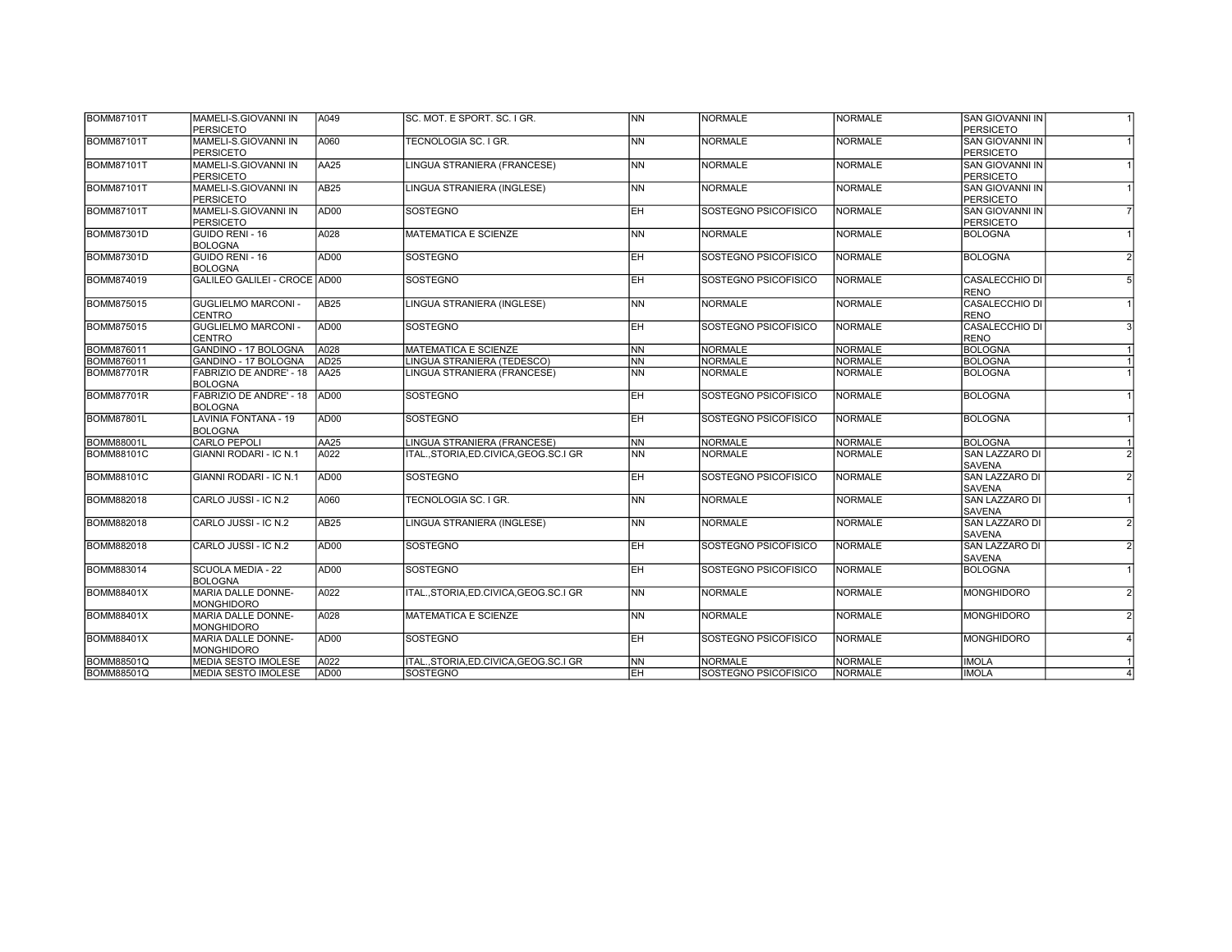| | | | | | | | | |
|---|---|---|---|---|---|---|---|---|
| BOMM87101T | MAMELI-S.GIOVANNI IN PERSICETO | A049 | SC. MOT. E SPORT. SC. I GR. | NN | NORMALE | NORMALE | SAN GIOVANNI IN PERSICETO | 1 |
| BOMM87101T | MAMELI-S.GIOVANNI IN PERSICETO | A060 | TECNOLOGIA SC. I GR. | NN | NORMALE | NORMALE | SAN GIOVANNI IN PERSICETO | 1 |
| BOMM87101T | MAMELI-S.GIOVANNI IN PERSICETO | AA25 | LINGUA STRANIERA (FRANCESE) | NN | NORMALE | NORMALE | SAN GIOVANNI IN PERSICETO | 1 |
| BOMM87101T | MAMELI-S.GIOVANNI IN PERSICETO | AB25 | LINGUA STRANIERA (INGLESE) | NN | NORMALE | NORMALE | SAN GIOVANNI IN PERSICETO | 1 |
| BOMM87101T | MAMELI-S.GIOVANNI IN PERSICETO | AD00 | SOSTEGNO | EH | SOSTEGNO PSICOFISICO | NORMALE | SAN GIOVANNI IN PERSICETO | 7 |
| BOMM87301D | GUIDO RENI - 16 BOLOGNA | A028 | MATEMATICA E SCIENZE | NN | NORMALE | NORMALE | BOLOGNA | 1 |
| BOMM87301D | GUIDO RENI - 16 BOLOGNA | AD00 | SOSTEGNO | EH | SOSTEGNO PSICOFISICO | NORMALE | BOLOGNA | 2 |
| BOMM874019 | GALILEO GALILEI - CROCE | AD00 | SOSTEGNO | EH | SOSTEGNO PSICOFISICO | NORMALE | CASALECCHIO DI RENO | 5 |
| BOMM875015 | GUGLIELMO MARCONI - CENTRO | AB25 | LINGUA STRANIERA (INGLESE) | NN | NORMALE | NORMALE | CASALECCHIO DI RENO | 1 |
| BOMM875015 | GUGLIELMO MARCONI - CENTRO | AD00 | SOSTEGNO | EH | SOSTEGNO PSICOFISICO | NORMALE | CASALECCHIO DI RENO | 3 |
| BOMM876011 | GANDINO - 17 BOLOGNA | A028 | MATEMATICA E SCIENZE | NN | NORMALE | NORMALE | BOLOGNA | 1 |
| BOMM876011 | GANDINO - 17 BOLOGNA | AD25 | LINGUA STRANIERA (TEDESCO) | NN | NORMALE | NORMALE | BOLOGNA | 1 |
| BOMM87701R | FABRIZIO DE ANDRE' - 18 BOLOGNA | AA25 | LINGUA STRANIERA (FRANCESE) | NN | NORMALE | NORMALE | BOLOGNA | 1 |
| BOMM87701R | FABRIZIO DE ANDRE' - 18 BOLOGNA | AD00 | SOSTEGNO | EH | SOSTEGNO PSICOFISICO | NORMALE | BOLOGNA | 1 |
| BOMM87801L | LAVINIA FONTANA - 19 BOLOGNA | AD00 | SOSTEGNO | EH | SOSTEGNO PSICOFISICO | NORMALE | BOLOGNA | 1 |
| BOMM88001L | CARLO PEPOLI | AA25 | LINGUA STRANIERA (FRANCESE) | NN | NORMALE | NORMALE | BOLOGNA | 1 |
| BOMM88101C | GIANNI RODARI - IC N.1 | A022 | ITAL.,STORIA,ED.CIVICA,GEOG.SC.I GR | NN | NORMALE | NORMALE | SAN LAZZARO DI SAVENA | 2 |
| BOMM88101C | GIANNI RODARI - IC N.1 | AD00 | SOSTEGNO | EH | SOSTEGNO PSICOFISICO | NORMALE | SAN LAZZARO DI SAVENA | 2 |
| BOMM882018 | CARLO JUSSI - IC N.2 | A060 | TECNOLOGIA SC. I GR. | NN | NORMALE | NORMALE | SAN LAZZARO DI SAVENA | 1 |
| BOMM882018 | CARLO JUSSI - IC N.2 | AB25 | LINGUA STRANIERA (INGLESE) | NN | NORMALE | NORMALE | SAN LAZZARO DI SAVENA | 2 |
| BOMM882018 | CARLO JUSSI - IC N.2 | AD00 | SOSTEGNO | EH | SOSTEGNO PSICOFISICO | NORMALE | SAN LAZZARO DI SAVENA | 2 |
| BOMM883014 | SCUOLA MEDIA - 22 BOLOGNA | AD00 | SOSTEGNO | EH | SOSTEGNO PSICOFISICO | NORMALE | BOLOGNA | 1 |
| BOMM88401X | MARIA DALLE DONNE-MONGHIDORO | A022 | ITAL.,STORIA,ED.CIVICA,GEOG.SC.I GR | NN | NORMALE | NORMALE | MONGHIDORO | 2 |
| BOMM88401X | MARIA DALLE DONNE-MONGHIDORO | A028 | MATEMATICA E SCIENZE | NN | NORMALE | NORMALE | MONGHIDORO | 2 |
| BOMM88401X | MARIA DALLE DONNE-MONGHIDORO | AD00 | SOSTEGNO | EH | SOSTEGNO PSICOFISICO | NORMALE | MONGHIDORO | 4 |
| BOMM88501Q | MEDIA SESTO IMOLESE | A022 | ITAL.,STORIA,ED.CIVICA,GEOG.SC.I GR | NN | NORMALE | NORMALE | IMOLA | 1 |
| BOMM88501Q | MEDIA SESTO IMOLESE | AD00 | SOSTEGNO | EH | SOSTEGNO PSICOFISICO | NORMALE | IMOLA | 4 |